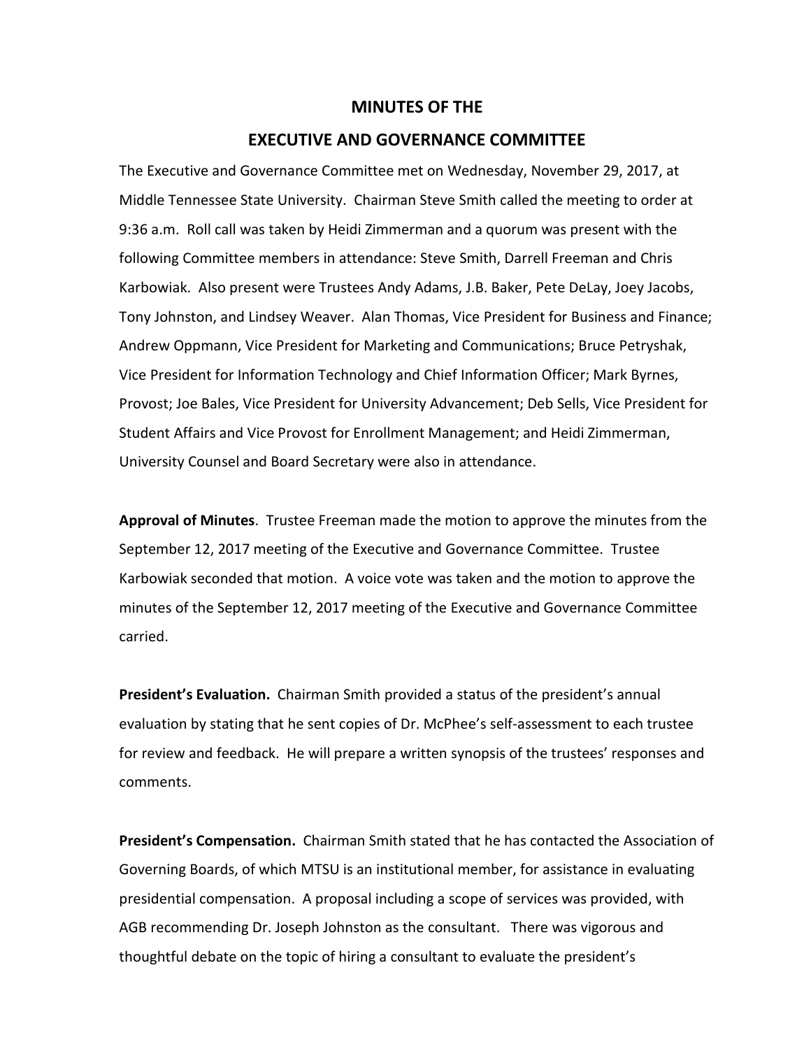# MINUTES OF THE
# EXECUTIVE AND GOVERNANCE COMMITTEE

The Executive and Governance Committee met on Wednesday, November 29, 2017, at Middle Tennessee State University. Chairman Steve Smith called the meeting to order at 9:36 a.m. Roll call was taken by Heidi Zimmerman and a quorum was present with the following Committee members in attendance: Steve Smith, Darrell Freeman and Chris Karbowiak. Also present were Trustees Andy Adams, J.B. Baker, Pete DeLay, Joey Jacobs, Tony Johnston, and Lindsey Weaver. Alan Thomas, Vice President for Business and Finance; Andrew Oppmann, Vice President for Marketing and Communications; Bruce Petryshak, Vice President for Information Technology and Chief Information Officer; Mark Byrnes, Provost; Joe Bales, Vice President for University Advancement; Deb Sells, Vice President for Student Affairs and Vice Provost for Enrollment Management; and Heidi Zimmerman, University Counsel and Board Secretary were also in attendance.

**Approval of Minutes**. Trustee Freeman made the motion to approve the minutes from the September 12, 2017 meeting of the Executive and Governance Committee. Trustee Karbowiak seconded that motion. A voice vote was taken and the motion to approve the minutes of the September 12, 2017 meeting of the Executive and Governance Committee carried.

**President's Evaluation.** Chairman Smith provided a status of the president's annual evaluation by stating that he sent copies of Dr. McPhee's self-assessment to each trustee for review and feedback. He will prepare a written synopsis of the trustees' responses and comments.

**President's Compensation.** Chairman Smith stated that he has contacted the Association of Governing Boards, of which MTSU is an institutional member, for assistance in evaluating presidential compensation. A proposal including a scope of services was provided, with AGB recommending Dr. Joseph Johnston as the consultant. There was vigorous and thoughtful debate on the topic of hiring a consultant to evaluate the president's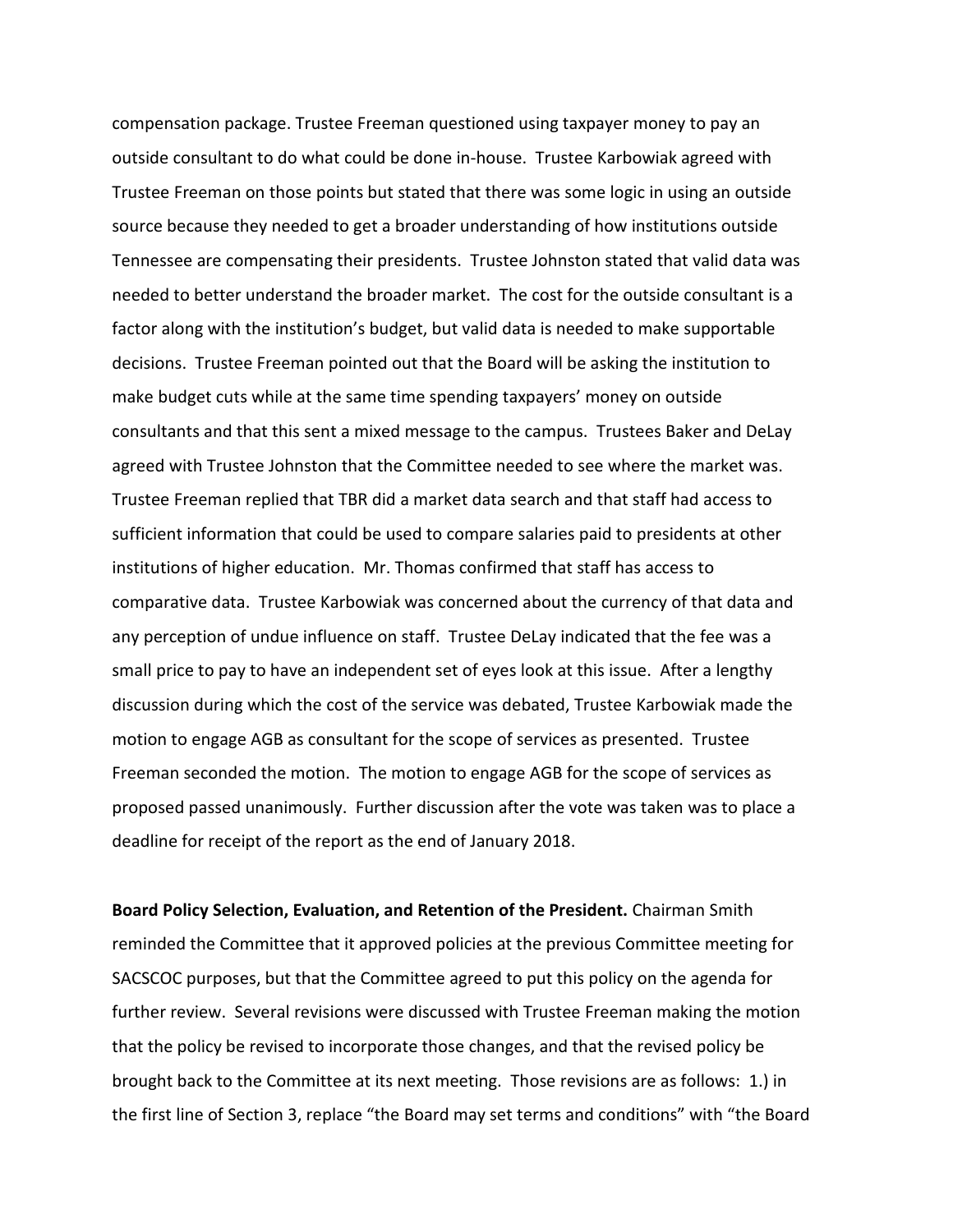compensation package. Trustee Freeman questioned using taxpayer money to pay an outside consultant to do what could be done in-house. Trustee Karbowiak agreed with Trustee Freeman on those points but stated that there was some logic in using an outside source because they needed to get a broader understanding of how institutions outside Tennessee are compensating their presidents. Trustee Johnston stated that valid data was needed to better understand the broader market. The cost for the outside consultant is a factor along with the institution's budget, but valid data is needed to make supportable decisions. Trustee Freeman pointed out that the Board will be asking the institution to make budget cuts while at the same time spending taxpayers' money on outside consultants and that this sent a mixed message to the campus. Trustees Baker and DeLay agreed with Trustee Johnston that the Committee needed to see where the market was. Trustee Freeman replied that TBR did a market data search and that staff had access to sufficient information that could be used to compare salaries paid to presidents at other institutions of higher education. Mr. Thomas confirmed that staff has access to comparative data. Trustee Karbowiak was concerned about the currency of that data and any perception of undue influence on staff. Trustee DeLay indicated that the fee was a small price to pay to have an independent set of eyes look at this issue. After a lengthy discussion during which the cost of the service was debated, Trustee Karbowiak made the motion to engage AGB as consultant for the scope of services as presented. Trustee Freeman seconded the motion. The motion to engage AGB for the scope of services as proposed passed unanimously. Further discussion after the vote was taken was to place a deadline for receipt of the report as the end of January 2018.

**Board Policy Selection, Evaluation, and Retention of the President.** Chairman Smith reminded the Committee that it approved policies at the previous Committee meeting for SACSCOC purposes, but that the Committee agreed to put this policy on the agenda for further review. Several revisions were discussed with Trustee Freeman making the motion that the policy be revised to incorporate those changes, and that the revised policy be brought back to the Committee at its next meeting. Those revisions are as follows: 1.) in the first line of Section 3, replace "the Board may set terms and conditions" with "the Board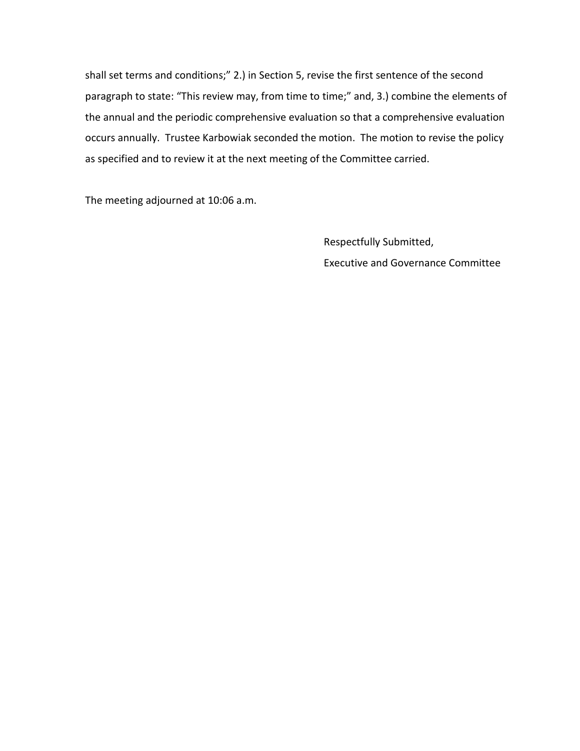shall set terms and conditions;" 2.) in Section 5, revise the first sentence of the second paragraph to state: "This review may, from time to time;" and, 3.) combine the elements of the annual and the periodic comprehensive evaluation so that a comprehensive evaluation occurs annually. Trustee Karbowiak seconded the motion. The motion to revise the policy as specified and to review it at the next meeting of the Committee carried.

The meeting adjourned at 10:06 a.m.

Respectfully Submitted,
Executive and Governance Committee